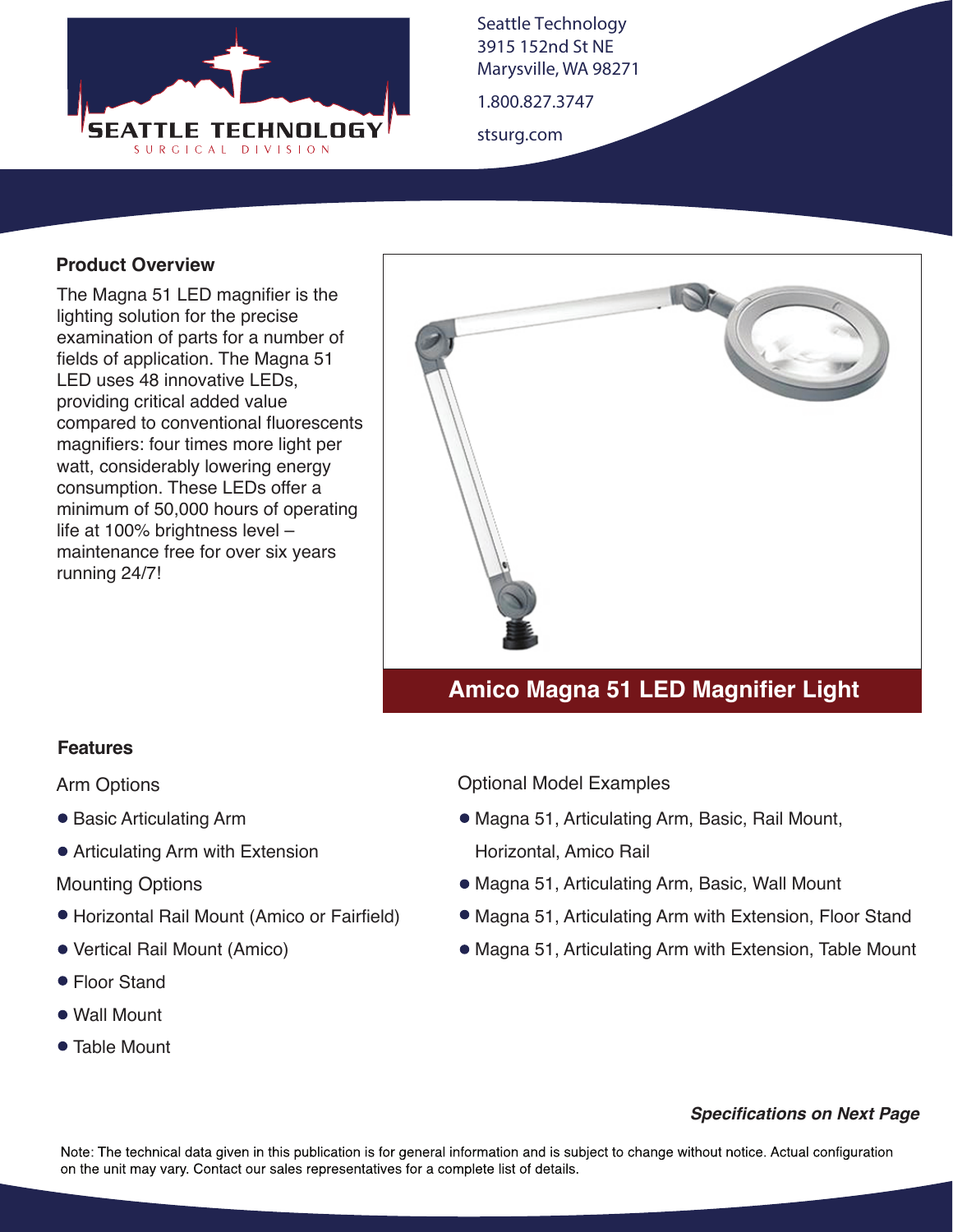Seattle Technology
3915 152nd St NE
Marysville, WA 98271

1.800.827.3747

stsurg.com

## Product Overview

The Magna 51 LED magnifier is the lighting solution for the precise examination of parts for a number of fields of application. The Magna 51 LED uses 48 innovative LEDs, providing critical added value compared to conventional fluorescents magnifiers: four times more light per watt, considerably lowering energy consumption. These LEDs offer a minimum of 50,000 hours of operating life at 100% brightness level – maintenance free for over six years running 24/7!

**Amico Magna 51 LED Magnifier Light**

## Features

Arm Options

- Basic Articulating Arm
- Articulating Arm with Extension

Mounting Options

- Horizontal Rail Mount (Amico or Fairfield)
- Vertical Rail Mount (Amico)
- Floor Stand
- Wall Mount
- Table Mount

Optional Model Examples

- Magna 51, Articulating Arm, Basic, Rail Mount, Horizontal, Amico Rail
- Magna 51, Articulating Arm, Basic, Wall Mount
- Magna 51, Articulating Arm with Extension, Floor Stand
- Magna 51, Articulating Arm with Extension, Table Mount

***Specifications on Next Page***

Note: The technical data given in this publication is for general information and is subject to change without notice. Actual configuration on the unit may vary. Contact our sales representatives for a complete list of details.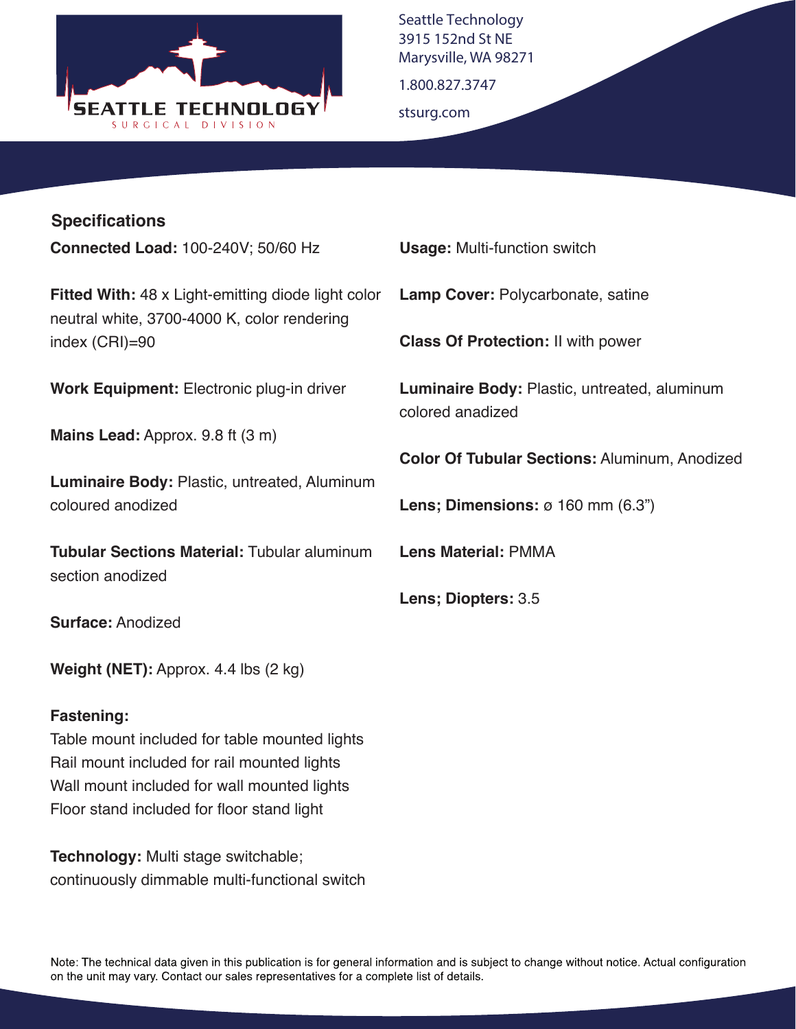Seattle Technology
3915 152nd St NE
Marysville, WA 98271

1.800.827.3747

stsurg.com

## Specifications

**Connected Load:** 100-240V; 50/60 Hz

**Fitted With:** 48 x Light-emitting diode light color neutral white, 3700-4000 K, color rendering index (CRI)=90

**Work Equipment:** Electronic plug-in driver

**Mains Lead:** Approx. 9.8 ft (3 m)

**Luminaire Body:** Plastic, untreated, Aluminum coloured anodized

**Tubular Sections Material:** Tubular aluminum section anodized

**Surface:** Anodized

**Weight (NET):** Approx. 4.4 lbs (2 kg)

**Fastening:**
Table mount included for table mounted lights
Rail mount included for rail mounted lights
Wall mount included for wall mounted lights
Floor stand included for floor stand light

**Technology:** Multi stage switchable; continuously dimmable multi-functional switch

**Usage:** Multi-function switch

**Lamp Cover:** Polycarbonate, satine

**Class Of Protection:** II with power

**Luminaire Body:** Plastic, untreated, aluminum colored anadized

**Color Of Tubular Sections:** Aluminum, Anodized

**Lens; Dimensions:** ø 160 mm (6.3”)

**Lens Material:** PMMA

**Lens; Diopters:** 3.5

Note: The technical data given in this publication is for general information and is subject to change without notice. Actual configuration on the unit may vary. Contact our sales representatives for a complete list of details.